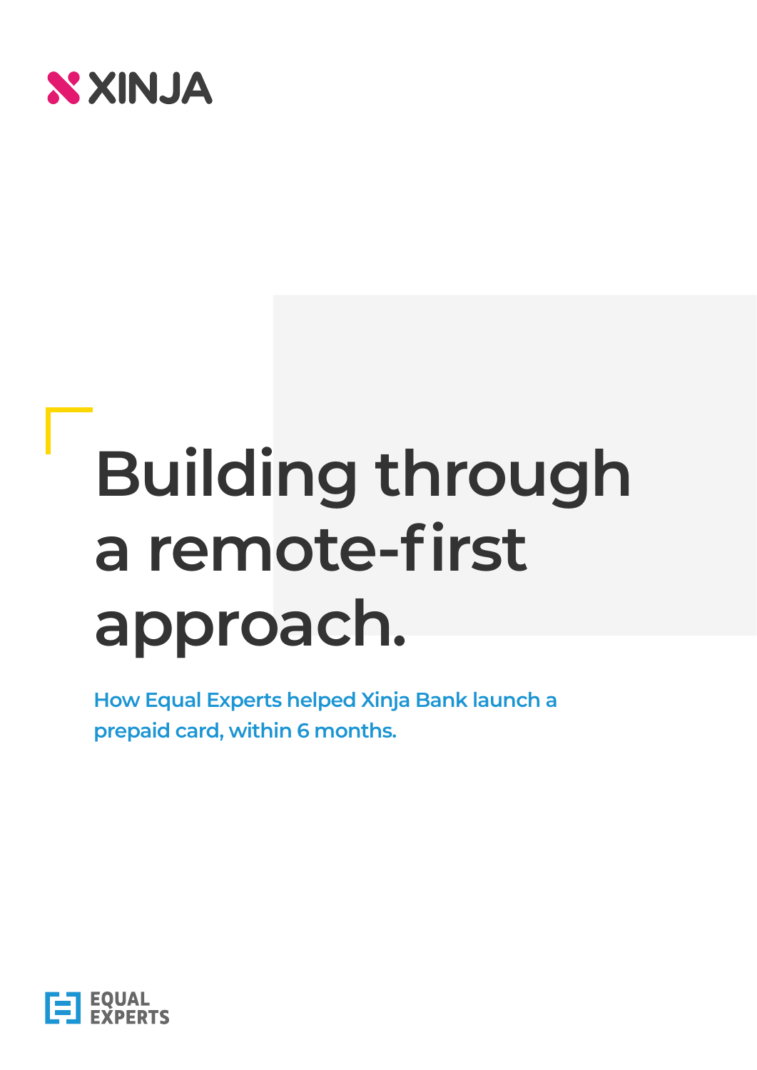XINJA

# Building through a remote-first approach.

How Equal Experts helped Xinja Bank launch a prepaid card, within 6 months.

EQUAL EXPERTS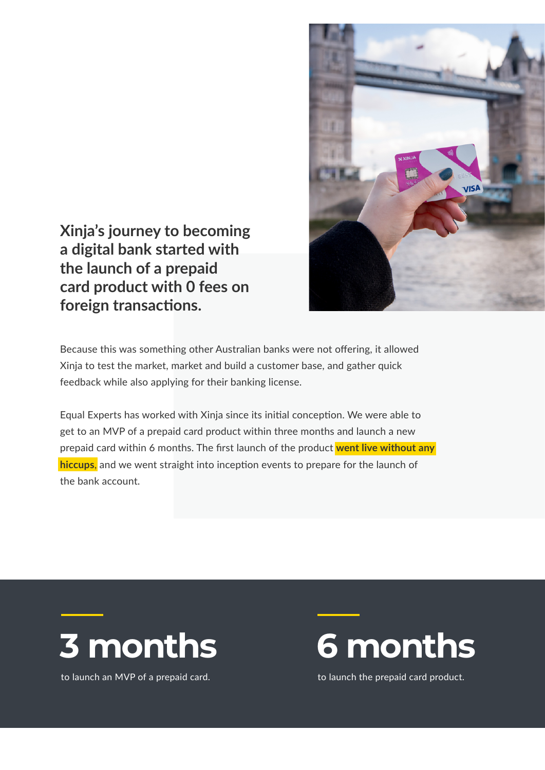## Xinja's journey to becoming a digital bank started with the launch of a prepaid card product with 0 fees on foreign transactions.

Because this was something other Australian banks were not offering, it allowed Xinja to test the market, market and build a customer base, and gather quick feedback while also applying for their banking license.

Equal Experts has worked with Xinja since its initial conception. We were able to get to an MVP of a prepaid card product within three months and launch a new prepaid card within 6 months. The first launch of the product **went live without any hiccups**, and we went straight into inception events to prepare for the launch of the bank account.

**3 months**

to launch an MVP of a prepaid card.

**6 months**

to launch the prepaid card product.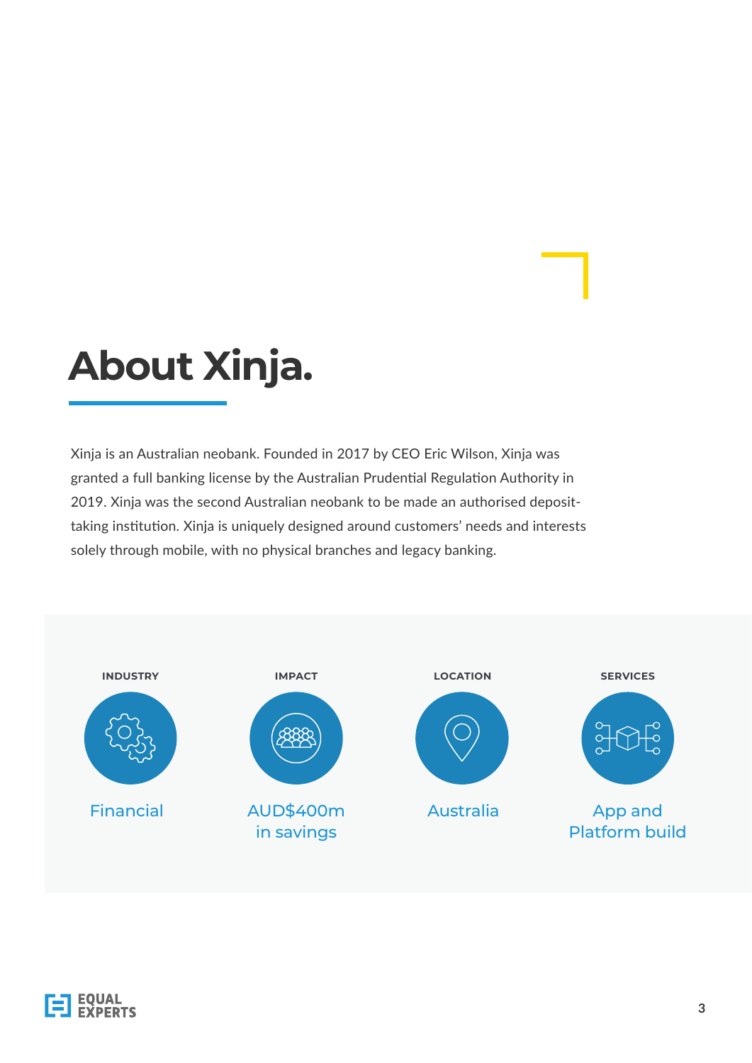# About Xinja.

Xinja is an Australian neobank. Founded in 2017 by CEO Eric Wilson, Xinja was granted a full banking license by the Australian Prudential Regulation Authority in 2019. Xinja was the second Australian neobank to be made an authorised deposit-taking institution. Xinja is uniquely designed around customers' needs and interests solely through mobile, with no physical branches and legacy banking.

| INDUSTRY | IMPACT | LOCATION | SERVICES |
|---|---|---|---|
| Financial | AUD$400m in savings | Australia | App and Platform build |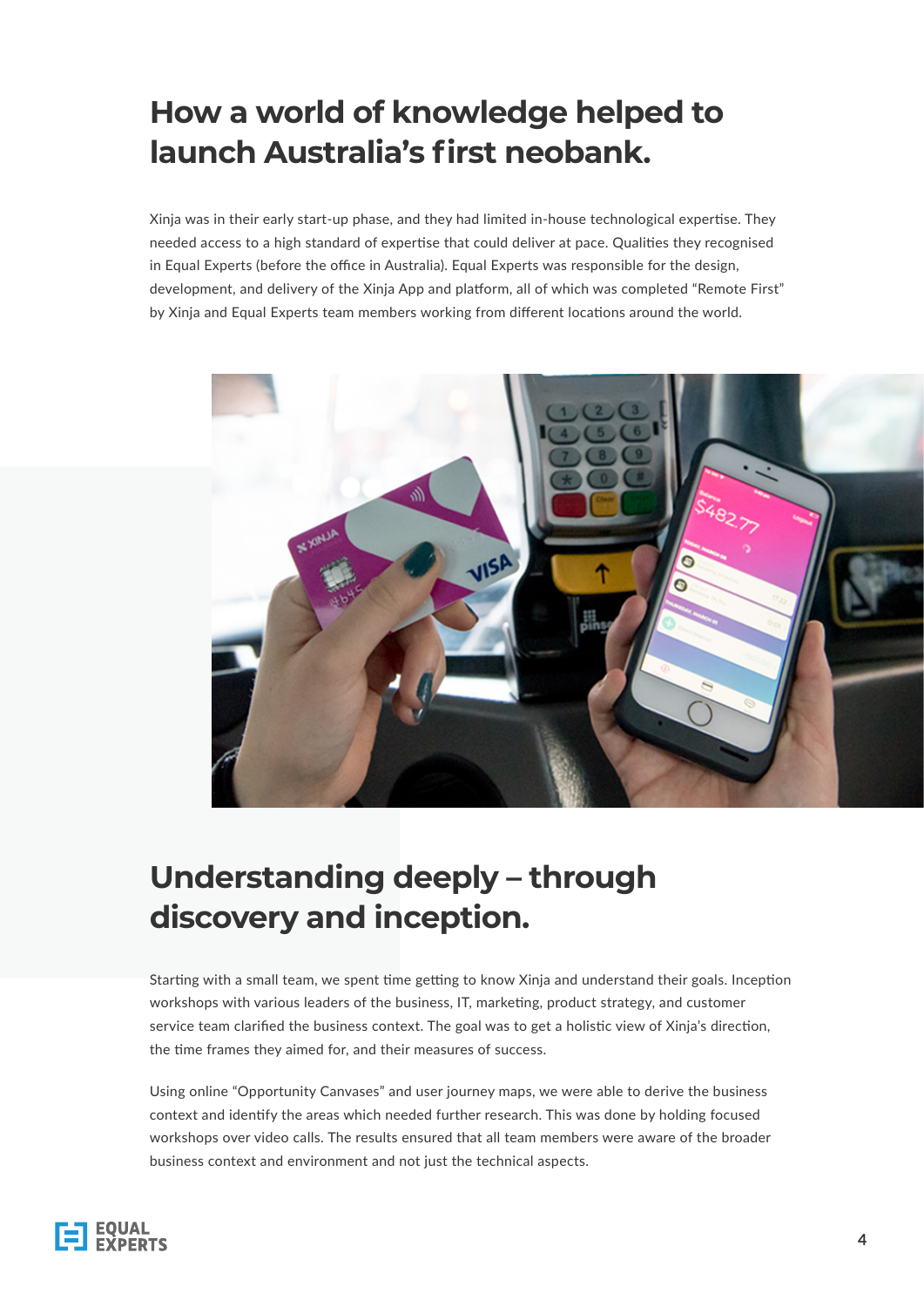# How a world of knowledge helped to launch Australia's first neobank.

Xinja was in their early start-up phase, and they had limited in-house technological expertise. They needed access to a high standard of expertise that could deliver at pace. Qualities they recognised in Equal Experts (before the office in Australia). Equal Experts was responsible for the design, development, and delivery of the Xinja App and platform, all of which was completed "Remote First" by Xinja and Equal Experts team members working from different locations around the world.

# Understanding deeply – through discovery and inception.

Starting with a small team, we spent time getting to know Xinja and understand their goals. Inception workshops with various leaders of the business, IT, marketing, product strategy, and customer service team clarified the business context. The goal was to get a holistic view of Xinja's direction, the time frames they aimed for, and their measures of success.

Using online "Opportunity Canvases" and user journey maps, we were able to derive the business context and identify the areas which needed further research. This was done by holding focused workshops over video calls. The results ensured that all team members were aware of the broader business context and environment and not just the technical aspects.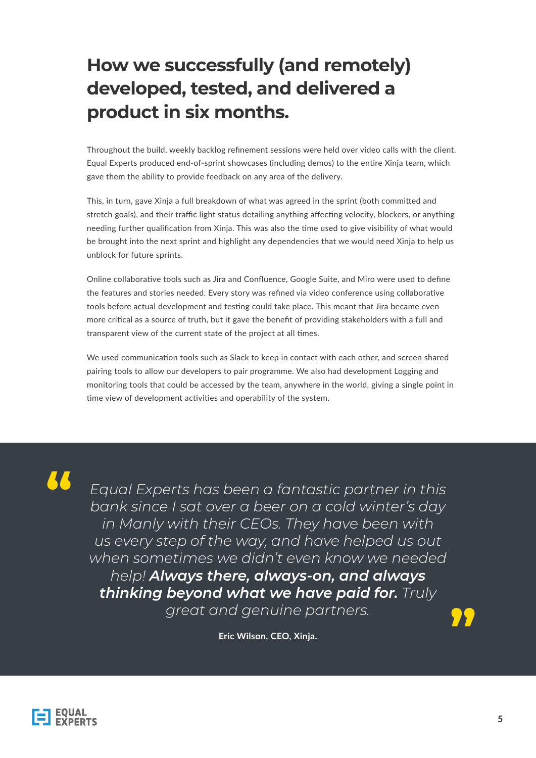# How we successfully (and remotely) developed, tested, and delivered a product in six months.

Throughout the build, weekly backlog refinement sessions were held over video calls with the client. Equal Experts produced end-of-sprint showcases (including demos) to the entire Xinja team, which gave them the ability to provide feedback on any area of the delivery.

This, in turn, gave Xinja a full breakdown of what was agreed in the sprint (both committed and stretch goals), and their traffic light status detailing anything affecting velocity, blockers, or anything needing further qualification from Xinja. This was also the time used to give visibility of what would be brought into the next sprint and highlight any dependencies that we would need Xinja to help us unblock for future sprints.

Online collaborative tools such as Jira and Confluence, Google Suite, and Miro were used to define the features and stories needed. Every story was refined via video conference using collaborative tools before actual development and testing could take place. This meant that Jira became even more critical as a source of truth, but it gave the benefit of providing stakeholders with a full and transparent view of the current state of the project at all times.

We used communication tools such as Slack to keep in contact with each other, and screen shared pairing tools to allow our developers to pair programme. We also had development Logging and monitoring tools that could be accessed by the team, anywhere in the world, giving a single point in time view of development activities and operability of the system.

> *Equal Experts has been a fantastic partner in this bank since I sat over a beer on a cold winter's day in Manly with their CEOs. They have been with us every step of the way, and have helped us out when sometimes we didn't even know we needed help!* ***Always there, always-on, and always thinking beyond what we have paid for.*** *Truly great and genuine partners.*
>
> **Eric Wilson, CEO, Xinja.**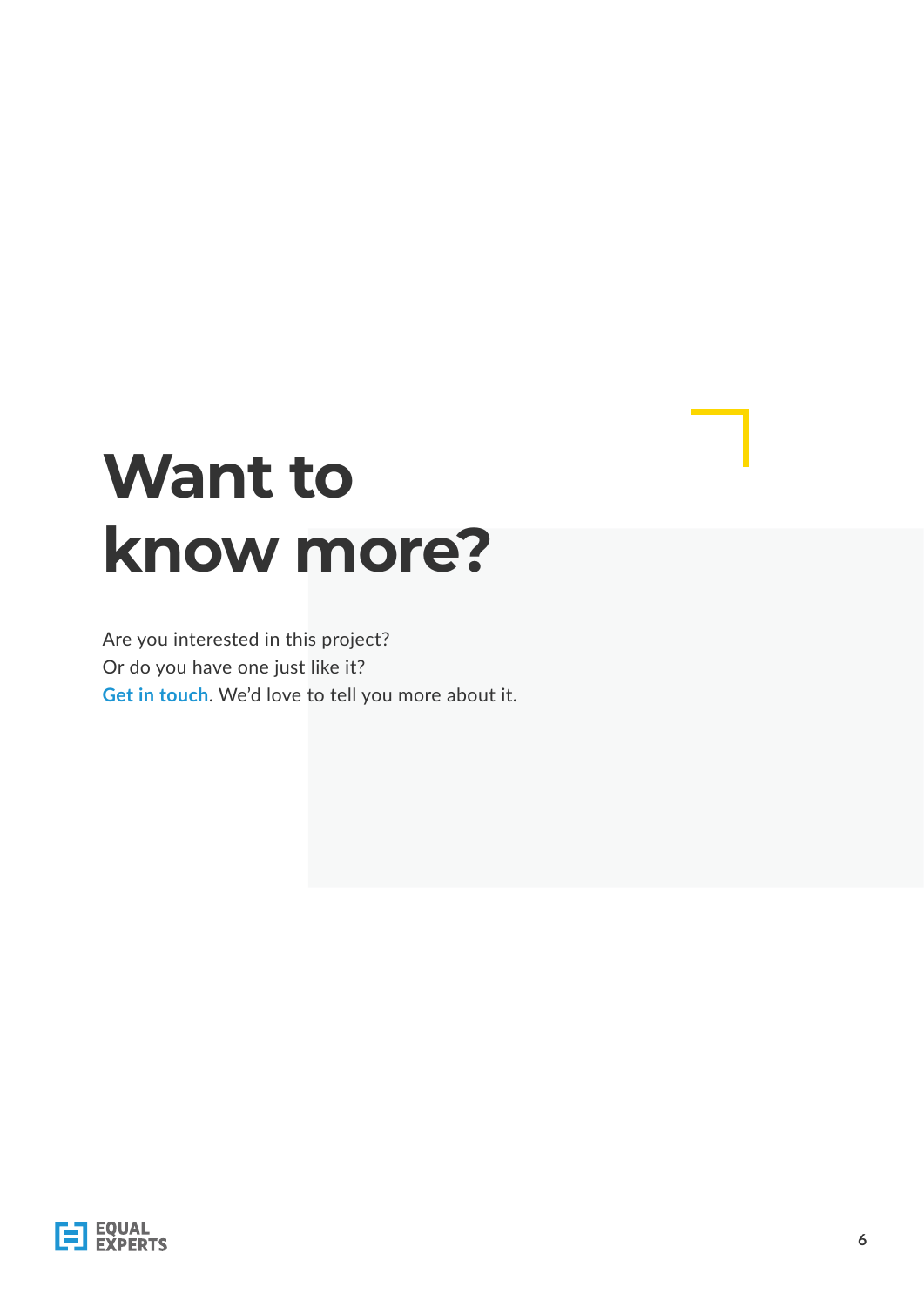# Want to know more?

Are you interested in this project?
Or do you have one just like it?
Get in touch. We'd love to tell you more about it.